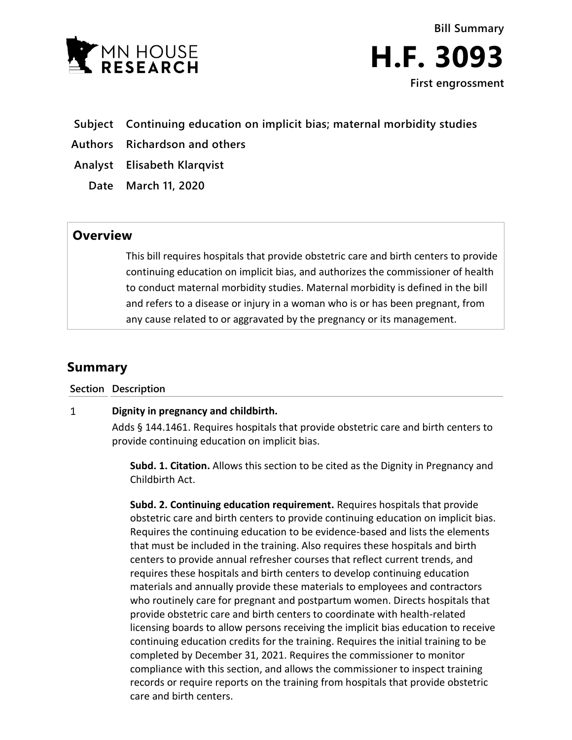MN HOUSE RESEARCH

Bill Summary

# H.F. 3093

First engrossment

| | |
|---|---|
| **Subject** | **Continuing education on implicit bias; maternal morbidity studies** |
| **Authors** | **Richardson and others** |
| **Analyst** | **Elisabeth Klarqvist** |
| **Date** | **March 11, 2020** |

## Overview

This bill requires hospitals that provide obstetric care and birth centers to provide continuing education on implicit bias, and authorizes the commissioner of health to conduct maternal morbidity studies. Maternal morbidity is defined in the bill and refers to a disease or injury in a woman who is or has been pregnant, from any cause related to or aggravated by the pregnancy or its management.

## Summary

**Section Description**

1 **Dignity in pregnancy and childbirth.**

Adds § 144.1461. Requires hospitals that provide obstetric care and birth centers to provide continuing education on implicit bias.

**Subd. 1. Citation.** Allows this section to be cited as the Dignity in Pregnancy and Childbirth Act.

**Subd. 2. Continuing education requirement.** Requires hospitals that provide obstetric care and birth centers to provide continuing education on implicit bias. Requires the continuing education to be evidence-based and lists the elements that must be included in the training. Also requires these hospitals and birth centers to provide annual refresher courses that reflect current trends, and requires these hospitals and birth centers to develop continuing education materials and annually provide these materials to employees and contractors who routinely care for pregnant and postpartum women. Directs hospitals that provide obstetric care and birth centers to coordinate with health-related licensing boards to allow persons receiving the implicit bias education to receive continuing education credits for the training. Requires the initial training to be completed by December 31, 2021. Requires the commissioner to monitor compliance with this section, and allows the commissioner to inspect training records or require reports on the training from hospitals that provide obstetric care and birth centers.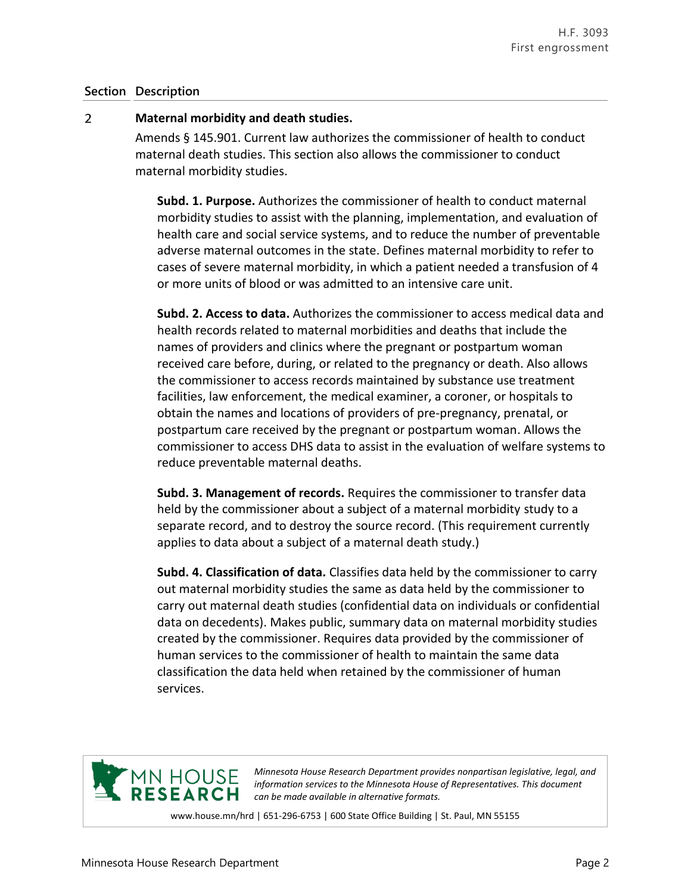| Section | Description |
|---|---|
| 2 | **Maternal morbidity and death studies.** |

Amends § 145.901. Current law authorizes the commissioner of health to conduct maternal death studies. This section also allows the commissioner to conduct maternal morbidity studies.

**Subd. 1. Purpose.** Authorizes the commissioner of health to conduct maternal morbidity studies to assist with the planning, implementation, and evaluation of health care and social service systems, and to reduce the number of preventable adverse maternal outcomes in the state. Defines maternal morbidity to refer to cases of severe maternal morbidity, in which a patient needed a transfusion of 4 or more units of blood or was admitted to an intensive care unit.

**Subd. 2. Access to data.** Authorizes the commissioner to access medical data and health records related to maternal morbidities and deaths that include the names of providers and clinics where the pregnant or postpartum woman received care before, during, or related to the pregnancy or death. Also allows the commissioner to access records maintained by substance use treatment facilities, law enforcement, the medical examiner, a coroner, or hospitals to obtain the names and locations of providers of pre-pregnancy, prenatal, or postpartum care received by the pregnant or postpartum woman. Allows the commissioner to access DHS data to assist in the evaluation of welfare systems to reduce preventable maternal deaths.

**Subd. 3. Management of records.** Requires the commissioner to transfer data held by the commissioner about a subject of a maternal morbidity study to a separate record, and to destroy the source record. (This requirement currently applies to data about a subject of a maternal death study.)

**Subd. 4. Classification of data.** Classifies data held by the commissioner to carry out maternal morbidity studies the same as data held by the commissioner to carry out maternal death studies (confidential data on individuals or confidential data on decedents). Makes public, summary data on maternal morbidity studies created by the commissioner. Requires data provided by the commissioner of human services to the commissioner of health to maintain the same data classification the data held when retained by the commissioner of human services.

MN HOUSE RESEARCH

*Minnesota House Research Department provides nonpartisan legislative, legal, and information services to the Minnesota House of Representatives. This document can be made available in alternative formats.*

www.house.mn/hrd | 651-296-6753 | 600 State Office Building | St. Paul, MN 55155